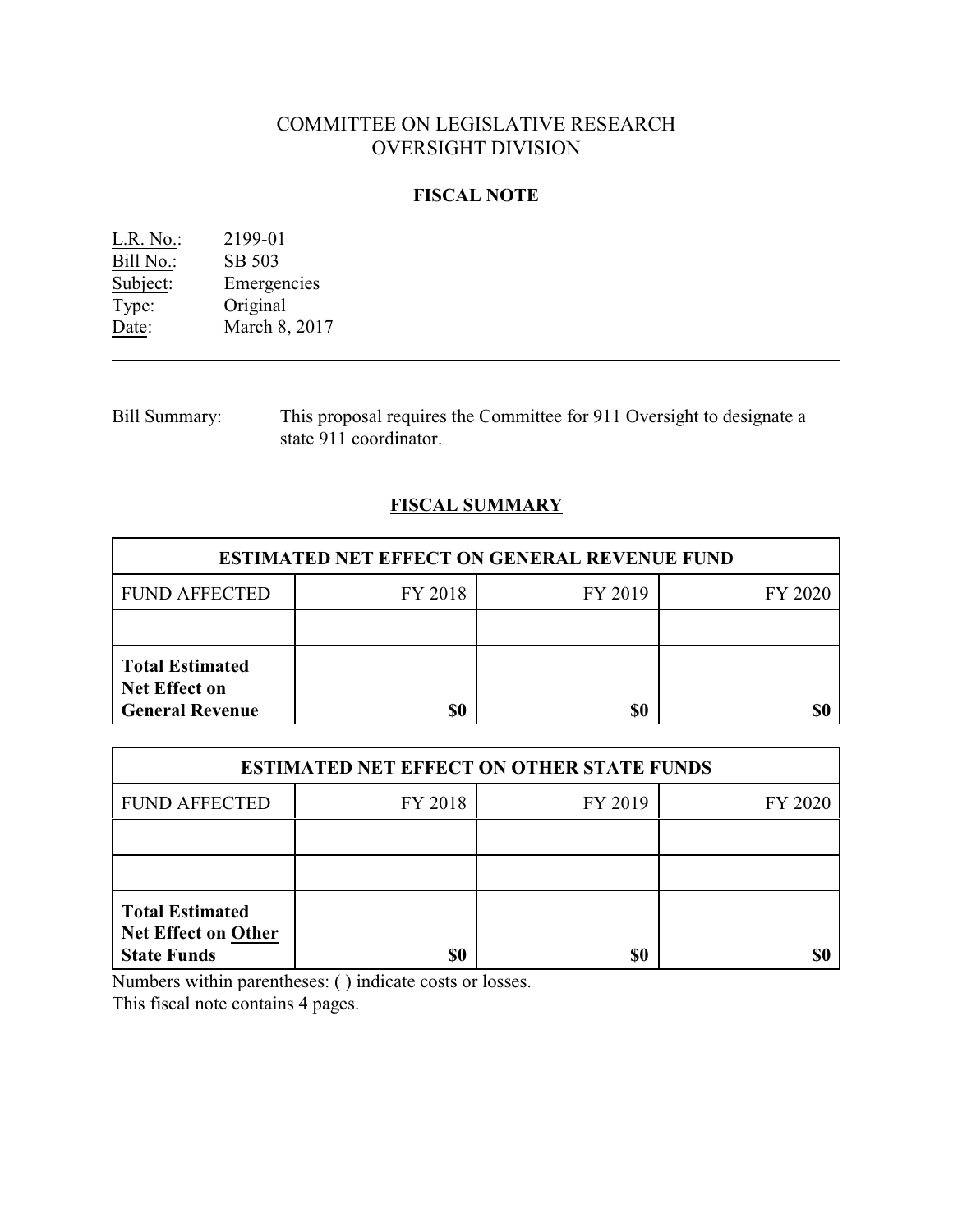# COMMITTEE ON LEGISLATIVE RESEARCH
# OVERSIGHT DIVISION

## FISCAL NOTE

L.R. No.: 2199-01
Bill No.: SB 503
Subject: Emergencies
Type: Original
Date: March 8, 2017

---

Bill Summary: This proposal requires the Committee for 911 Oversight to designate a state 911 coordinator.

## FISCAL SUMMARY

| ESTIMATED NET EFFECT ON GENERAL REVENUE FUND | | | |
|---|---|---|---|
| FUND AFFECTED | FY 2018 | FY 2019 | FY 2020 |
| | | | |
| **Total Estimated Net Effect on General Revenue** | **$0** | **$0** | **$0** |

| ESTIMATED NET EFFECT ON OTHER STATE FUNDS | | | |
|---|---|---|---|
| FUND AFFECTED | FY 2018 | FY 2019 | FY 2020 |
| | | | |
| | | | |
| **Total Estimated Net Effect on Other State Funds** | **$0** | **$0** | **$0** |

Numbers within parentheses: ( ) indicate costs or losses.
This fiscal note contains 4 pages.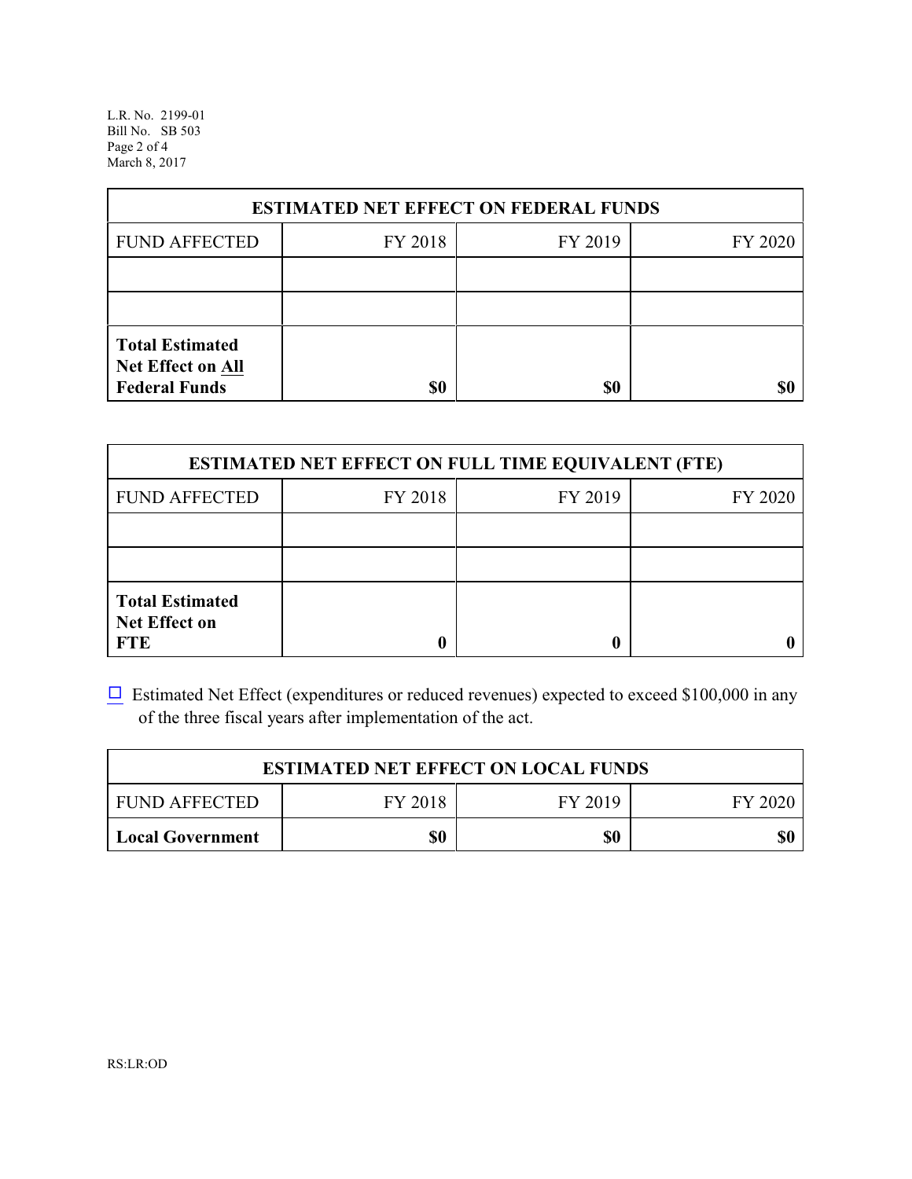| ESTIMATED NET EFFECT ON FEDERAL FUNDS | | | |
|---|---|---|---|
| FUND AFFECTED | FY 2018 | FY 2019 | FY 2020 |
| | | | |
| | | | |
| **Total Estimated Net Effect on All Federal Funds** | **$0** | **$0** | **$0** |

| ESTIMATED NET EFFECT ON FULL TIME EQUIVALENT (FTE) | | | |
|---|---|---|---|
| FUND AFFECTED | FY 2018 | FY 2019 | FY 2020 |
| | | | |
| | | | |
| **Total Estimated Net Effect on FTE** | **0** | **0** | **0** |

☐ Estimated Net Effect (expenditures or reduced revenues) expected to exceed $100,000 in any of the three fiscal years after implementation of the act.

| ESTIMATED NET EFFECT ON LOCAL FUNDS | | | |
|---|---|---|---|
| FUND AFFECTED | FY 2018 | FY 2019 | FY 2020 |
| **Local Government** | **$0** | **$0** | **$0** |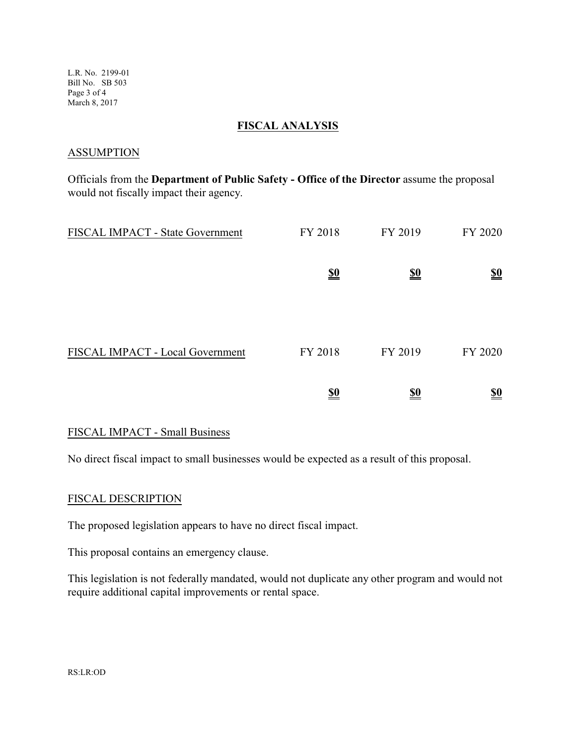## FISCAL ANALYSIS

### ASSUMPTION

Officials from the **Department of Public Safety - Office of the Director** assume the proposal would not fiscally impact their agency.

| FISCAL IMPACT - State Government | FY 2018 | FY 2019 | FY 2020 |
|---|---|---|---|
| | **$0** | **$0** | **$0** |

| FISCAL IMPACT - Local Government | FY 2018 | FY 2019 | FY 2020 |
|---|---|---|---|
| | **$0** | **$0** | **$0** |

### FISCAL IMPACT - Small Business

No direct fiscal impact to small businesses would be expected as a result of this proposal.

### FISCAL DESCRIPTION

The proposed legislation appears to have no direct fiscal impact.

This proposal contains an emergency clause.

This legislation is not federally mandated, would not duplicate any other program and would not require additional capital improvements or rental space.

RS:LR:OD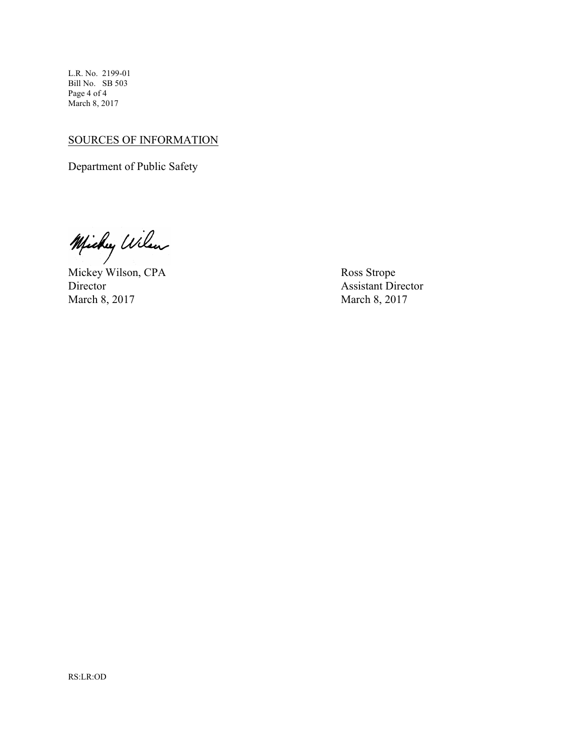SOURCES OF INFORMATION

Department of Public Safety

Mickey Wilson, CPA
Director
March 8, 2017

Ross Strope
Assistant Director
March 8, 2017

RS:LR:OD